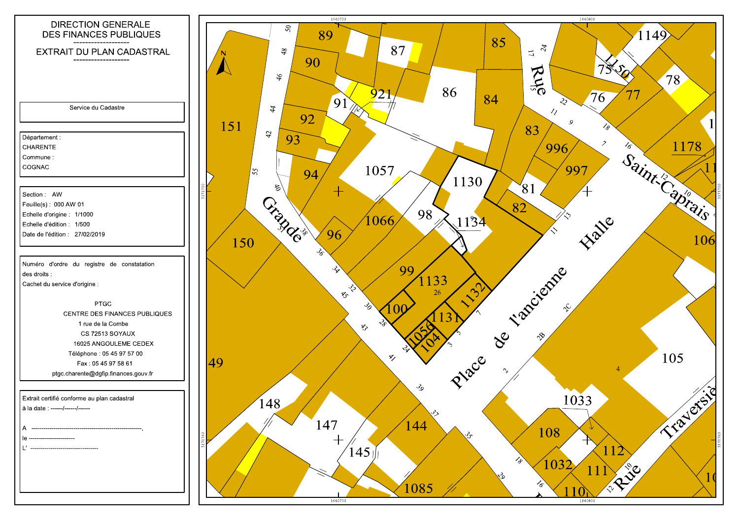# DIRECTION GENERALE DES FINANCES PUBLIQUES

------------------

## EXTRAIT DU PLAN CADASTRAL

------------------

Service du Cadastre

Département :
CHARENTE
Commune :
COGNAC

Section : AW
Feuille(s) : 000 AW 01
Echelle d'origine : 1/1000
Echelle d'édition : 1/500
Date de l'édition : 27/02/2019

Numéro d'ordre du registre de constatation des droits :
Cachet du service d'origine :

PTGC
CENTRE DES FINANCES PUBLIQUES
1 rue de la Combe
CS 72513 SOYAUX
16025 ANGOULEME CEDEX
Téléphone : 05 45 97 57 00
Fax : 05 45 97 58 61
ptgc.charente@dgfip.finances.gouv.fr

Extrait certifié conforme au plan cadastral
à la date : ------/------/------

A -------------------------------------------------------,
le ------------------------
L' ------------------------------------

Grande Rue

Place de l'ancienne Halle

Rue Saint-Caprais

Rue Traversière

89 90 91 92 93 94 96 98 99 100 104 1056 1131 1132 1133 1134 1130 1057 1066 921 87 86 85 84 83 996 997 81 82 151 150 49 148 147 145 144 1085 108 1032 111 110 112 1033 105 106 1178 1149 1150 75 76 77 78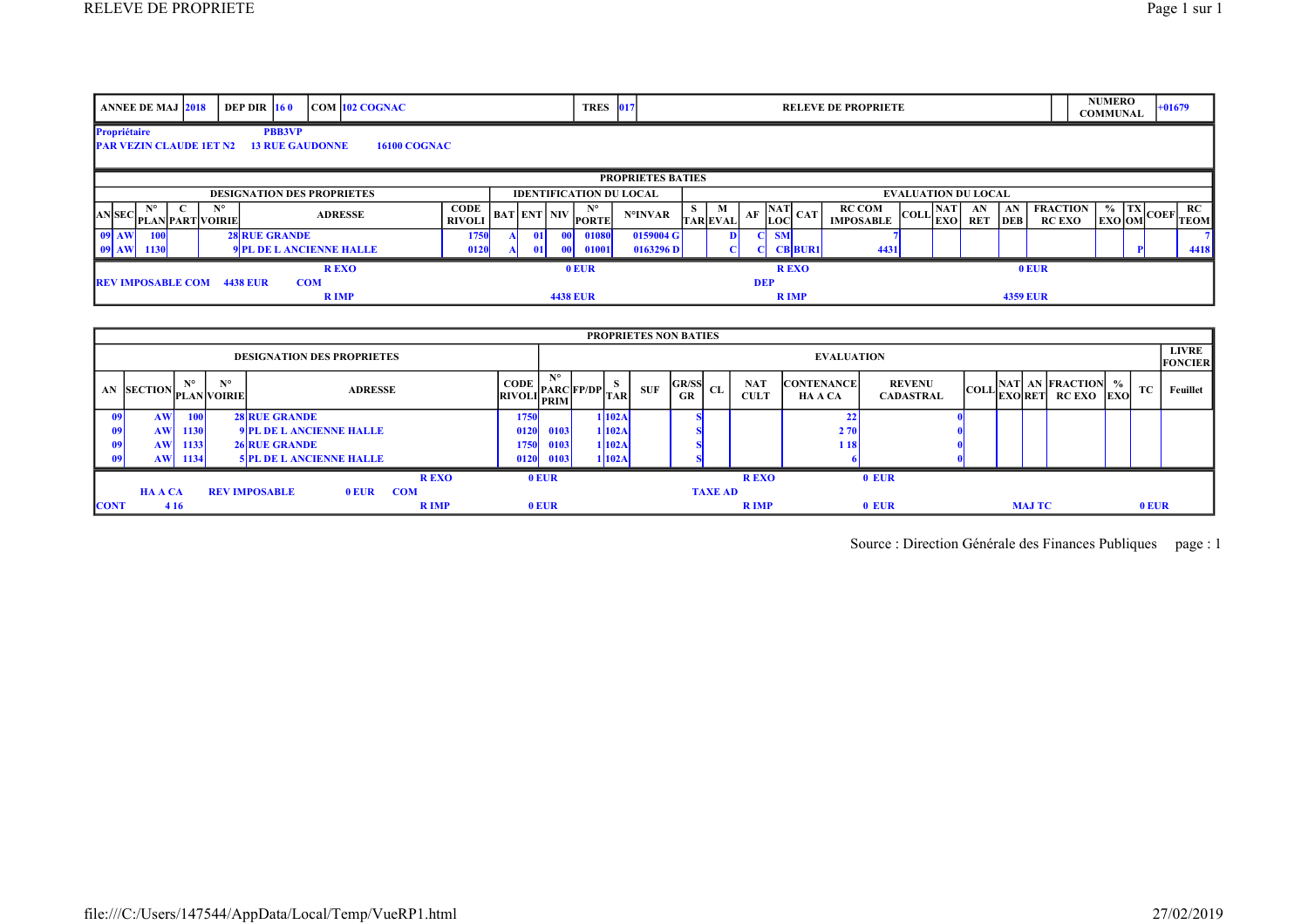| ANNEE DE MAJ | 2018 | DEP DIR | 16 0 | COM | 102 COGNAC | TRES | 017 | RELEVE DE PROPRIETE | NUMERO COMMUNAL | +01679 |
|---|---|---|---|---|---|---|---|---|---|---|

**Propriétaire** PBB3VP
PAR VEZIN CLAUDE 1ET N2 13 RUE GAUDONNE 16100 COGNAC

## PROPRIETES BATIES

| DESIGNATION DES PROPRIETES | | | | | | IDENTIFICATION DU LOCAL | | | | | | EVALUATION DU LOCAL | | | | | | | | | | | | | | | |
|---|---|---|---|---|---|---|---|---|---|---|---|---|---|---|---|---|---|---|---|---|---|---|---|---|---|---|---|
| AN | SEC | N° PLAN | C PART | N° VOIRIE | ADRESSE | CODE RIVOLI | BAT | ENT | NIV | N° PORTE | N°INVAR | S TAR | M EVAL | AF | NAT LOC | CAT | RC COM IMPOSABLE | COLL | NAT EXO | AN RET | AN DEB | FRACTION RC EXO | % EXO | TX OM | COEF | RC TEOM |
| 09 | AW | 100 | | 28 | RUE GRANDE | 1750 | A | 01 | 00 | 01080 | 0159004 G | | D | C | SM | | 7 | | | | | | | | | 7 |
| 09 | AW | 1130 | | 9 | PL DE L ANCIENNE HALLE | 0120 | A | 01 | 00 | 01001 | 0163296 D | | C | C | CB | BUR1 | 4431 | | | | | | | P | | 4418 |

R EXO 0 EUR R EXO 0 EUR
REV IMPOSABLE COM 4438 EUR COM DEP
R IMP 4438 EUR R IMP 4359 EUR

## PROPRIETES NON BATIES

| DESIGNATION DES PROPRIETES | | | | | | EVALUATION | | | | | | | | | | | | | | | LIVRE FONCIER |
|---|---|---|---|---|---|---|---|---|---|---|---|---|---|---|---|---|---|---|---|---|---|
| AN | SECTION | N° PLAN | N° VOIRIE | ADRESSE | CODE RIVOLI | N° PARC PRIM | FP/DP | S TAR | SUF | GR/SS GR | CL | NAT CULT | CONTENANCE HA A CA | REVENU CADASTRAL | COLL | NAT EXO | AN RET | FRACTION RC EXO | % EXO | TC | Feuillet |
| 09 | AW | 100 | 28 | RUE GRANDE | 1750 | | 1 | 102A | | S | | | 22 | 0 | | | | | | | |
| 09 | AW | 1130 | 9 | PL DE L ANCIENNE HALLE | 0120 | 0103 | 1 | 102A | | S | | | 2 70 | 0 | | | | | | | |
| 09 | AW | 1133 | 26 | RUE GRANDE | 1750 | 0103 | 1 | 102A | | S | | | 1 18 | 0 | | | | | | | |
| 09 | AW | 1134 | 5 | PL DE L ANCIENNE HALLE | 0120 | 0103 | 1 | 102A | | S | | | 6 | 0 | | | | | | | |

R EXO 0 EUR R EXO 0 EUR
HA A CA REV IMPOSABLE 0 EUR COM TAXE AD
CONT 4 16 R IMP 0 EUR R IMP 0 EUR MAJ TC 0 EUR

Source : Direction Générale des Finances Publiques